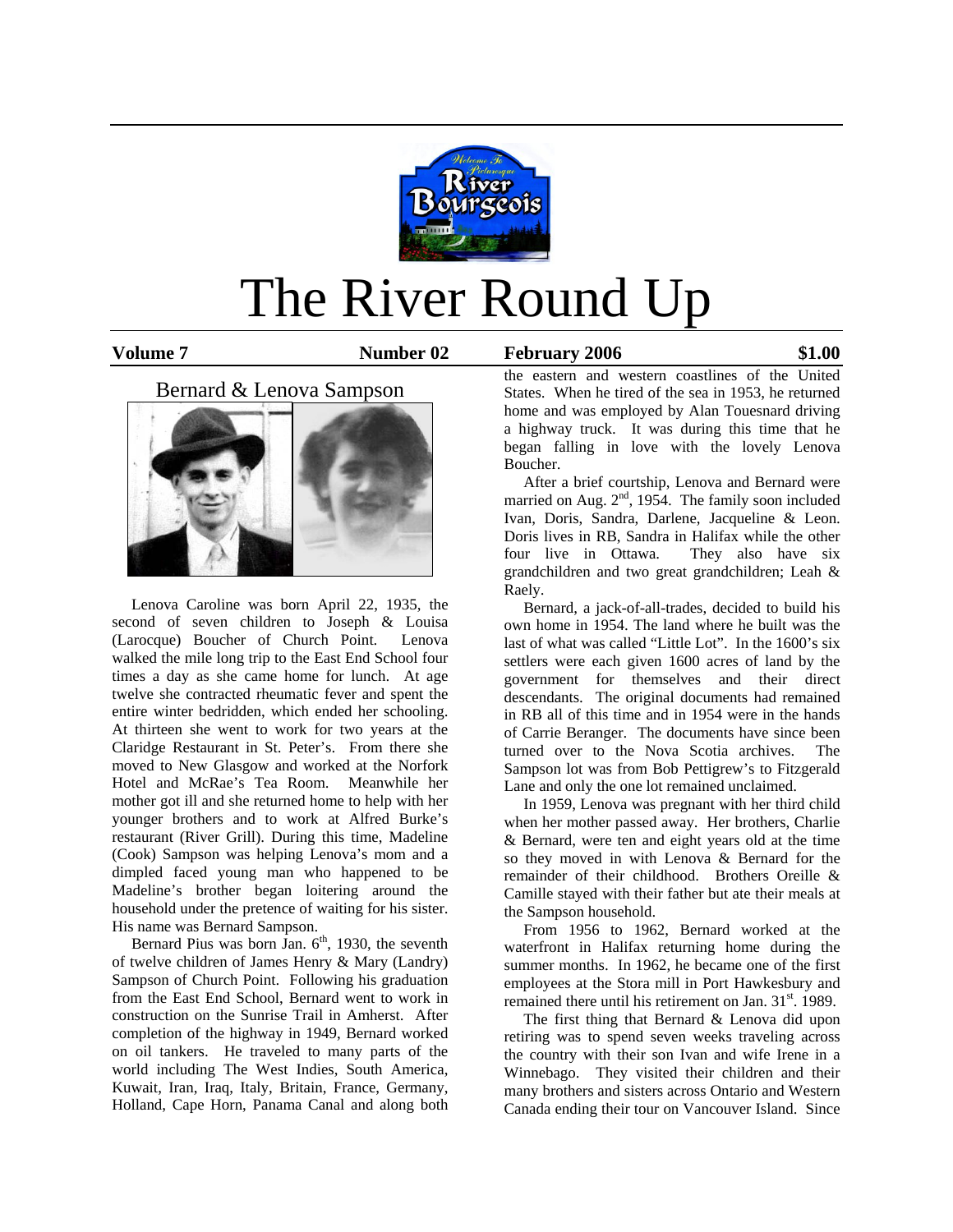# The River Round Up

**Volume 7** **Number 02** **February 2006** **$1.00**

## Bernard & Lenova Sampson

Lenova Caroline was born April 22, 1935, the second of seven children to Joseph & Louisa (Larocque) Boucher of Church Point. Lenova walked the mile long trip to the East End School four times a day as she came home for lunch. At age twelve she contracted rheumatic fever and spent the entire winter bedridden, which ended her schooling. At thirteen she went to work for two years at the Claridge Restaurant in St. Peter's. From there she moved to New Glasgow and worked at the Norfork Hotel and McRae's Tea Room. Meanwhile her mother got ill and she returned home to help with her younger brothers and to work at Alfred Burke's restaurant (River Grill). During this time, Madeline (Cook) Sampson was helping Lenova's mom and a dimpled faced young man who happened to be Madeline's brother began loitering around the household under the pretence of waiting for his sister. His name was Bernard Sampson.

Bernard Pius was born Jan. 6th, 1930, the seventh of twelve children of James Henry & Mary (Landry) Sampson of Church Point. Following his graduation from the East End School, Bernard went to work in construction on the Sunrise Trail in Amherst. After completion of the highway in 1949, Bernard worked on oil tankers. He traveled to many parts of the world including The West Indies, South America, Kuwait, Iran, Iraq, Italy, Britain, France, Germany, Holland, Cape Horn, Panama Canal and along both the eastern and western coastlines of the United States. When he tired of the sea in 1953, he returned home and was employed by Alan Touesnard driving a highway truck. It was during this time that he began falling in love with the lovely Lenova Boucher.

After a brief courtship, Lenova and Bernard were married on Aug. 2nd, 1954. The family soon included Ivan, Doris, Sandra, Darlene, Jacqueline & Leon. Doris lives in RB, Sandra in Halifax while the other four live in Ottawa. They also have six grandchildren and two great grandchildren; Leah & Raely.

Bernard, a jack-of-all-trades, decided to build his own home in 1954. The land where he built was the last of what was called "Little Lot". In the 1600's six settlers were each given 1600 acres of land by the government for themselves and their direct descendants. The original documents had remained in RB all of this time and in 1954 were in the hands of Carrie Beranger. The documents have since been turned over to the Nova Scotia archives. The Sampson lot was from Bob Pettigrew's to Fitzgerald Lane and only the one lot remained unclaimed.

In 1959, Lenova was pregnant with her third child when her mother passed away. Her brothers, Charlie & Bernard, were ten and eight years old at the time so they moved in with Lenova & Bernard for the remainder of their childhood. Brothers Oreille & Camille stayed with their father but ate their meals at the Sampson household.

From 1956 to 1962, Bernard worked at the waterfront in Halifax returning home during the summer months. In 1962, he became one of the first employees at the Stora mill in Port Hawkesbury and remained there until his retirement on Jan. 31st. 1989.

The first thing that Bernard & Lenova did upon retiring was to spend seven weeks traveling across the country with their son Ivan and wife Irene in a Winnebago. They visited their children and their many brothers and sisters across Ontario and Western Canada ending their tour on Vancouver Island. Since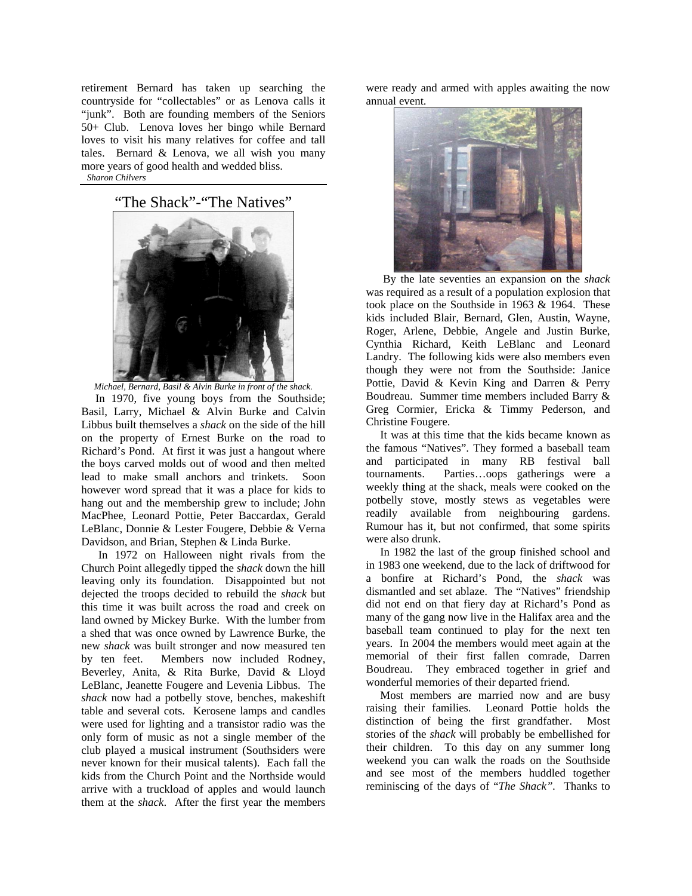retirement Bernard has taken up searching the countryside for "collectables" or as Lenova calls it "junk". Both are founding members of the Seniors 50+ Club. Lenova loves her bingo while Bernard loves to visit his many relatives for coffee and tall tales. Bernard & Lenova, we all wish you many more years of good health and wedded bliss.

*Sharon Chilvers*

## "The Shack"-"The Natives"

*Michael, Bernard, Basil & Alvin Burke in front of the shack.*

In 1970, five young boys from the Southside; Basil, Larry, Michael & Alvin Burke and Calvin Libbus built themselves a *shack* on the side of the hill on the property of Ernest Burke on the road to Richard's Pond. At first it was just a hangout where the boys carved molds out of wood and then melted lead to make small anchors and trinkets. Soon however word spread that it was a place for kids to hang out and the membership grew to include; John MacPhee, Leonard Pottie, Peter Baccardax, Gerald LeBlanc, Donnie & Lester Fougere, Debbie & Verna Davidson, and Brian, Stephen & Linda Burke.

In 1972 on Halloween night rivals from the Church Point allegedly tipped the *shack* down the hill leaving only its foundation. Disappointed but not dejected the troops decided to rebuild the *shack* but this time it was built across the road and creek on land owned by Mickey Burke. With the lumber from a shed that was once owned by Lawrence Burke, the new *shack* was built stronger and now measured ten by ten feet. Members now included Rodney, Beverley, Anita, & Rita Burke, David & Lloyd LeBlanc, Jeanette Fougere and Levenia Libbus. The *shack* now had a potbelly stove, benches, makeshift table and several cots. Kerosene lamps and candles were used for lighting and a transistor radio was the only form of music as not a single member of the club played a musical instrument (Southsiders were never known for their musical talents). Each fall the kids from the Church Point and the Northside would arrive with a truckload of apples and would launch them at the *shack*. After the first year the members were ready and armed with apples awaiting the now annual event.

By the late seventies an expansion on the *shack* was required as a result of a population explosion that took place on the Southside in 1963 & 1964. These kids included Blair, Bernard, Glen, Austin, Wayne, Roger, Arlene, Debbie, Angele and Justin Burke, Cynthia Richard, Keith LeBlanc and Leonard Landry. The following kids were also members even though they were not from the Southside: Janice Pottie, David & Kevin King and Darren & Perry Boudreau. Summer time members included Barry & Greg Cormier, Ericka & Timmy Pederson, and Christine Fougere.

It was at this time that the kids became known as the famous "Natives". They formed a baseball team and participated in many RB festival ball tournaments. Parties…oops gatherings were a weekly thing at the shack, meals were cooked on the potbelly stove, mostly stews as vegetables were readily available from neighbouring gardens. Rumour has it, but not confirmed, that some spirits were also drunk.

In 1982 the last of the group finished school and in 1983 one weekend, due to the lack of driftwood for a bonfire at Richard's Pond, the *shack* was dismantled and set ablaze. The "Natives" friendship did not end on that fiery day at Richard's Pond as many of the gang now live in the Halifax area and the baseball team continued to play for the next ten years. In 2004 the members would meet again at the memorial of their first fallen comrade, Darren Boudreau. They embraced together in grief and wonderful memories of their departed friend.

Most members are married now and are busy raising their families. Leonard Pottie holds the distinction of being the first grandfather. Most stories of the *shack* will probably be embellished for their children. To this day on any summer long weekend you can walk the roads on the Southside and see most of the members huddled together reminiscing of the days of "*The Shack*". Thanks to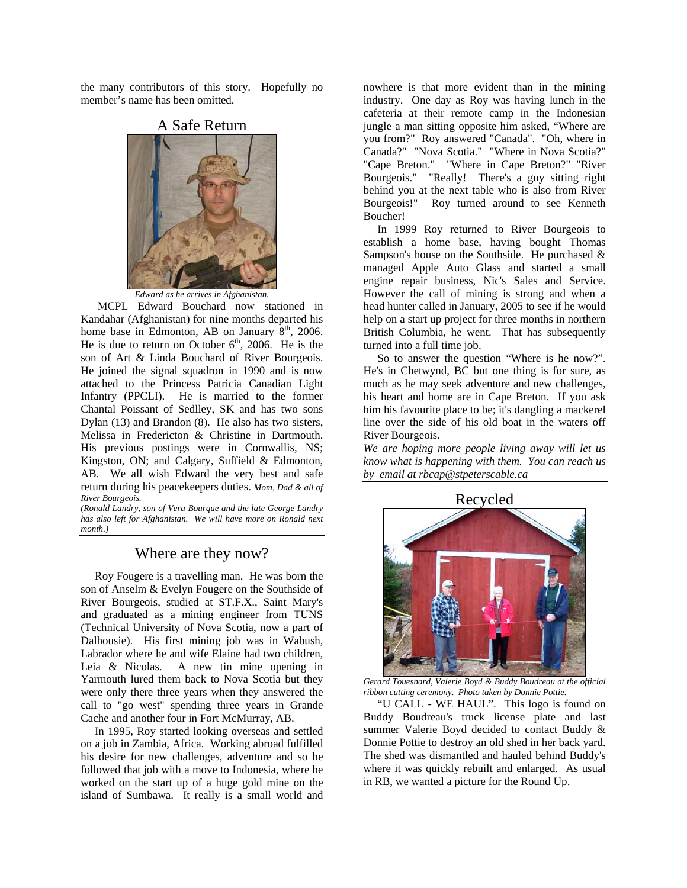the many contributors of this story. Hopefully no member's name has been omitted.

## A Safe Return

*Edward as he arrives in Afghanistan.*

MCPL Edward Bouchard now stationed in Kandahar (Afghanistan) for nine months departed his home base in Edmonton, AB on January 8th, 2006. He is due to return on October 6th, 2006. He is the son of Art & Linda Bouchard of River Bourgeois. He joined the signal squadron in 1990 and is now attached to the Princess Patricia Canadian Light Infantry (PPCLI). He is married to the former Chantal Poissant of Sedlley, SK and has two sons Dylan (13) and Brandon (8). He also has two sisters, Melissa in Fredericton & Christine in Dartmouth. His previous postings were in Cornwallis, NS; Kingston, ON; and Calgary, Suffield & Edmonton, AB. We all wish Edward the very best and safe return during his peacekeepers duties. *Mom, Dad & all of River Bourgeois.*

*(Ronald Landry, son of Vera Bourque and the late George Landry has also left for Afghanistan. We will have more on Ronald next month.)*

## Where are they now?

Roy Fougere is a travelling man. He was born the son of Anselm & Evelyn Fougere on the Southside of River Bourgeois, studied at ST.F.X., Saint Mary's and graduated as a mining engineer from TUNS (Technical University of Nova Scotia, now a part of Dalhousie). His first mining job was in Wabush, Labrador where he and wife Elaine had two children, Leia & Nicolas. A new tin mine opening in Yarmouth lured them back to Nova Scotia but they were only there three years when they answered the call to "go west" spending three years in Grande Cache and another four in Fort McMurray, AB.

In 1995, Roy started looking overseas and settled on a job in Zambia, Africa. Working abroad fulfilled his desire for new challenges, adventure and so he followed that job with a move to Indonesia, where he worked on the start up of a huge gold mine on the island of Sumbawa. It really is a small world and nowhere is that more evident than in the mining industry. One day as Roy was having lunch in the cafeteria at their remote camp in the Indonesian jungle a man sitting opposite him asked, "Where are you from?" Roy answered "Canada". "Oh, where in Canada?" "Nova Scotia." "Where in Nova Scotia?" "Cape Breton." "Where in Cape Breton?" "River Bourgeois." "Really! There's a guy sitting right behind you at the next table who is also from River Bourgeois!" Roy turned around to see Kenneth Boucher!

In 1999 Roy returned to River Bourgeois to establish a home base, having bought Thomas Sampson's house on the Southside. He purchased & managed Apple Auto Glass and started a small engine repair business, Nic's Sales and Service. However the call of mining is strong and when a head hunter called in January, 2005 to see if he would help on a start up project for three months in northern British Columbia, he went. That has subsequently turned into a full time job.

So to answer the question "Where is he now?". He's in Chetwynd, BC but one thing is for sure, as much as he may seek adventure and new challenges, his heart and home are in Cape Breton. If you ask him his favourite place to be; it's dangling a mackerel line over the side of his old boat in the waters off River Bourgeois.

*We are hoping more people living away will let us know what is happening with them. You can reach us by email at rbcap@stpeterscable.ca*

## Recycled

*Gerard Touesnard, Valerie Boyd & Buddy Boudreau at the official ribbon cutting ceremony. Photo taken by Donnie Pottie.*

"U CALL - WE HAUL". This logo is found on Buddy Boudreau's truck license plate and last summer Valerie Boyd decided to contact Buddy & Donnie Pottie to destroy an old shed in her back yard. The shed was dismantled and hauled behind Buddy's where it was quickly rebuilt and enlarged. As usual in RB, we wanted a picture for the Round Up.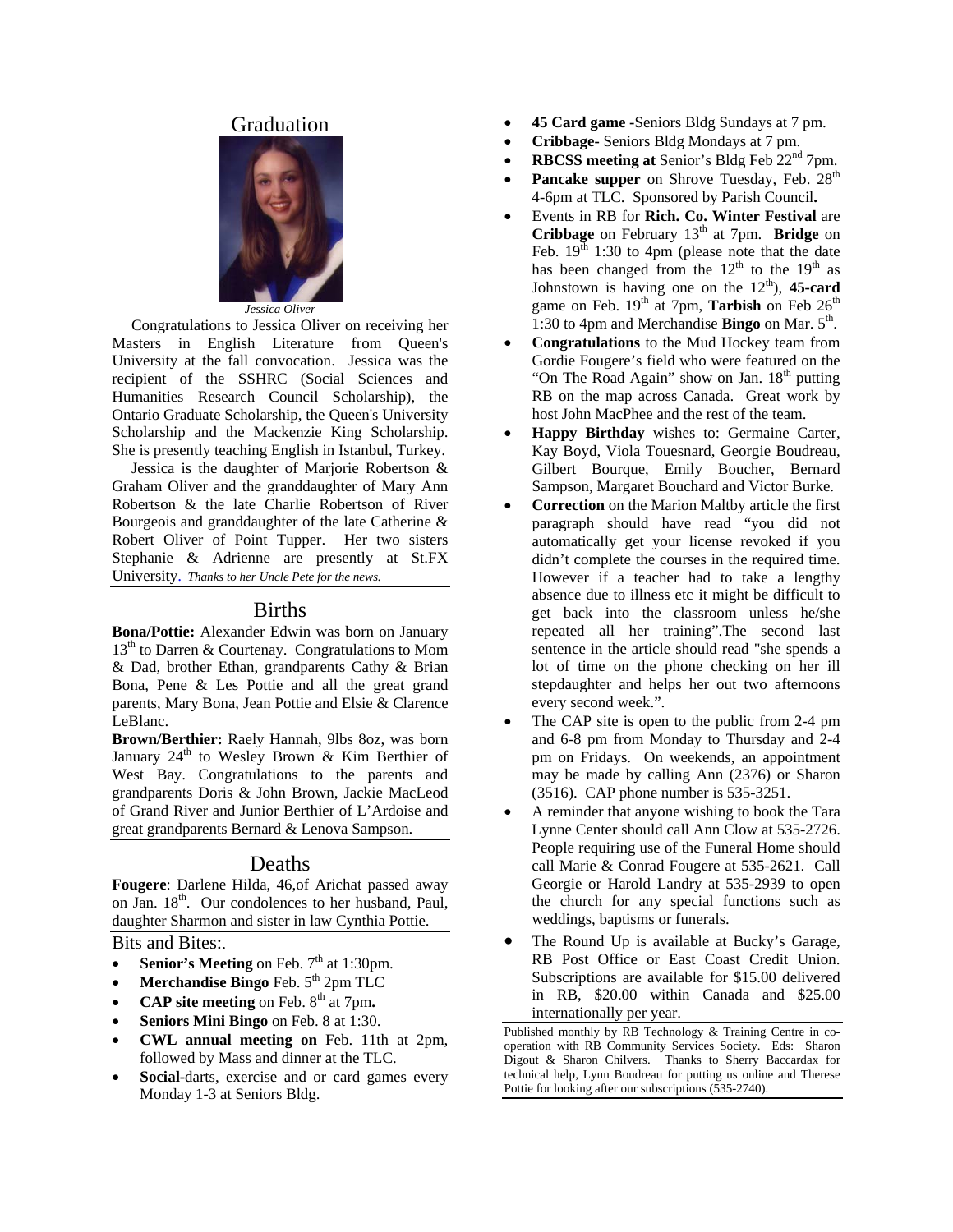## Graduation

*Jessica Oliver*

Congratulations to Jessica Oliver on receiving her Masters in English Literature from Queen's University at the fall convocation. Jessica was the recipient of the SSHRC (Social Sciences and Humanities Research Council Scholarship), the Ontario Graduate Scholarship, the Queen's University Scholarship and the Mackenzie King Scholarship. She is presently teaching English in Istanbul, Turkey.

Jessica is the daughter of Marjorie Robertson & Graham Oliver and the granddaughter of Mary Ann Robertson & the late Charlie Robertson of River Bourgeois and granddaughter of the late Catherine & Robert Oliver of Point Tupper. Her two sisters Stephanie & Adrienne are presently at St.FX University. *Thanks to her Uncle Pete for the news.*

## Births

**Bona/Pottie:** Alexander Edwin was born on January 13th to Darren & Courtenay. Congratulations to Mom & Dad, brother Ethan, grandparents Cathy & Brian Bona, Pene & Les Pottie and all the great grand parents, Mary Bona, Jean Pottie and Elsie & Clarence LeBlanc.

**Brown/Berthier:** Raely Hannah, 9lbs 8oz, was born January 24th to Wesley Brown & Kim Berthier of West Bay. Congratulations to the parents and grandparents Doris & John Brown, Jackie MacLeod of Grand River and Junior Berthier of L'Ardoise and great grandparents Bernard & Lenova Sampson.

## Deaths

**Fougere**: Darlene Hilda, 46,of Arichat passed away on Jan. 18th. Our condolences to her husband, Paul, daughter Sharmon and sister in law Cynthia Pottie.

## Bits and Bites:.

- **Senior's Meeting** on Feb. 7th at 1:30pm.
- **Merchandise Bingo** Feb. 5th 2pm TLC
- **CAP site meeting** on Feb. 8th at 7pm**.**
- **Seniors Mini Bingo** on Feb. 8 at 1:30.
- **CWL annual meeting on** Feb. 11th at 2pm, followed by Mass and dinner at the TLC.
- **Social**-darts, exercise and or card games every Monday 1-3 at Seniors Bldg.
- **45 Card game** -Seniors Bldg Sundays at 7 pm.
- **Cribbage**- Seniors Bldg Mondays at 7 pm.
- **RBCSS meeting at** Senior's Bldg Feb 22nd 7pm.
- **Pancake supper** on Shrove Tuesday, Feb. 28th 4-6pm at TLC. Sponsored by Parish Council**.**
- Events in RB for **Rich. Co. Winter Festival** are **Cribbage** on February 13th at 7pm. **Bridge** on Feb. 19th 1:30 to 4pm (please note that the date has been changed from the 12th to the 19th as Johnstown is having one on the 12th), **45-card** game on Feb. 19th at 7pm, **Tarbish** on Feb 26th 1:30 to 4pm and Merchandise **Bingo** on Mar. 5th.
- **Congratulations** to the Mud Hockey team from Gordie Fougere's field who were featured on the "On The Road Again" show on Jan. 18th putting RB on the map across Canada. Great work by host John MacPhee and the rest of the team.
- **Happy Birthday** wishes to: Germaine Carter, Kay Boyd, Viola Touesnard, Georgie Boudreau, Gilbert Bourque, Emily Boucher, Bernard Sampson, Margaret Bouchard and Victor Burke.
- **Correction** on the Marion Maltby article the first paragraph should have read "you did not automatically get your license revoked if you didn't complete the courses in the required time. However if a teacher had to take a lengthy absence due to illness etc it might be difficult to get back into the classroom unless he/she repeated all her training".The second last sentence in the article should read "she spends a lot of time on the phone checking on her ill stepdaughter and helps her out two afternoons every second week.".
- The CAP site is open to the public from 2-4 pm and 6-8 pm from Monday to Thursday and 2-4 pm on Fridays. On weekends, an appointment may be made by calling Ann (2376) or Sharon (3516). CAP phone number is 535-3251.
- A reminder that anyone wishing to book the Tara Lynne Center should call Ann Clow at 535-2726. People requiring use of the Funeral Home should call Marie & Conrad Fougere at 535-2621. Call Georgie or Harold Landry at 535-2939 to open the church for any special functions such as weddings, baptisms or funerals.
- The Round Up is available at Bucky's Garage, RB Post Office or East Coast Credit Union. Subscriptions are available for $15.00 delivered in RB, $20.00 within Canada and $25.00 internationally per year.

Published monthly by RB Technology & Training Centre in co-operation with RB Community Services Society. Eds: Sharon Digout & Sharon Chilvers. Thanks to Sherry Baccardax for technical help, Lynn Boudreau for putting us online and Therese Pottie for looking after our subscriptions (535-2740).